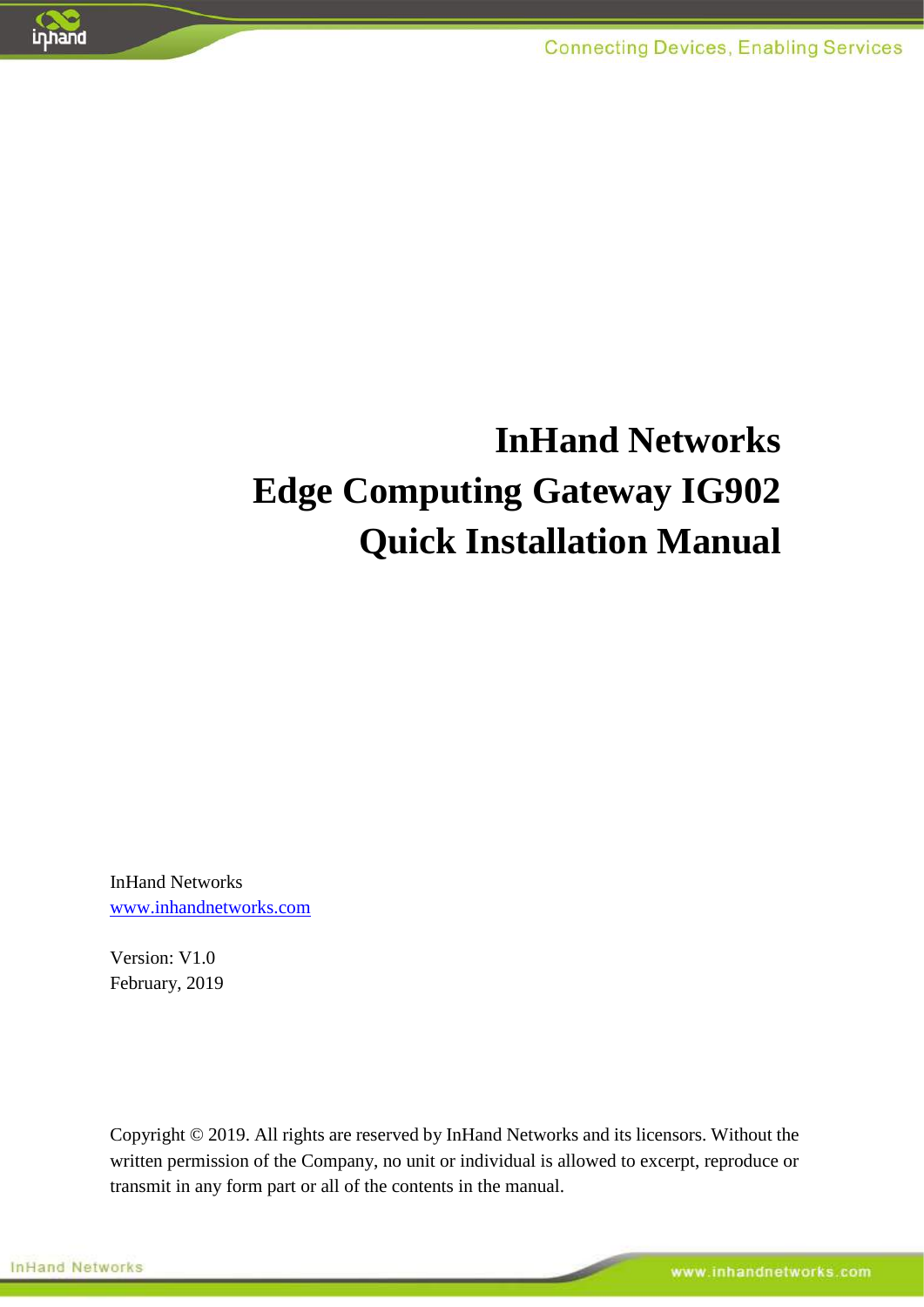# InHand Networks
# Edge Computing Gateway IG902
# Quick Installation Manual

InHand Networks
www.inhandnetworks.com

Version: V1.0
February, 2019

Copyright © 2019. All rights are reserved by InHand Networks and its licensors. Without the written permission of the Company, no unit or individual is allowed to excerpt, reproduce or transmit in any form part or all of the contents in the manual.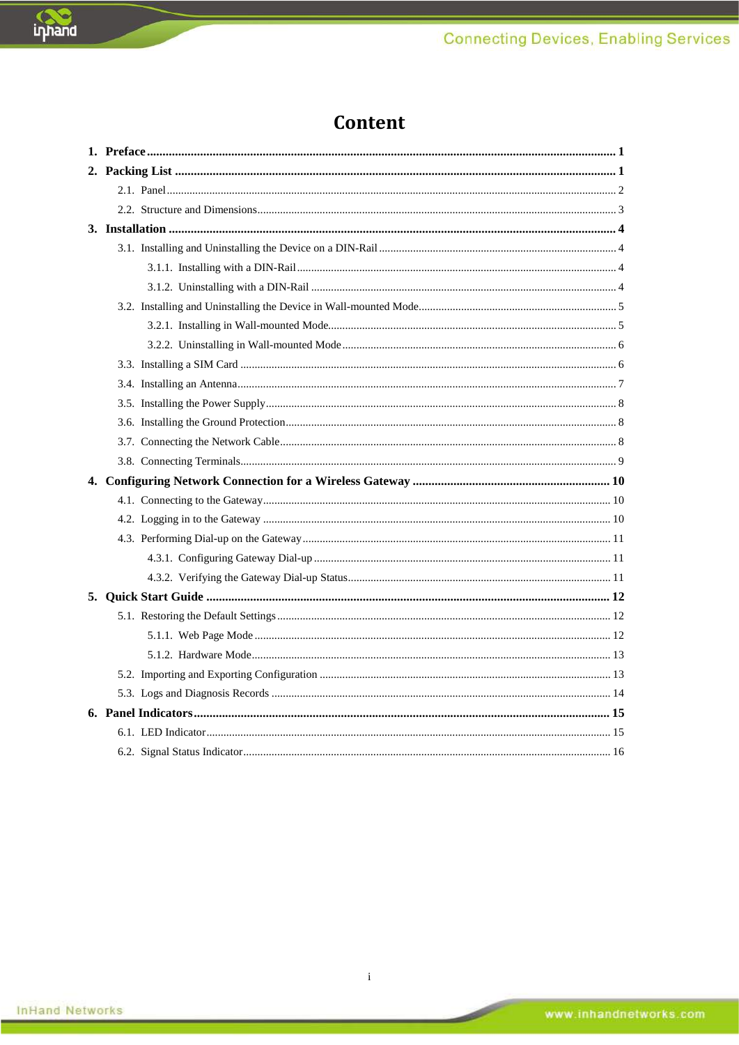# Content

**1. Preface ........................................................ 1**

**2. Packing List ........................................................ 1**

- 2.1. Panel ........................................................ 2
- 2.2. Structure and Dimensions ........................................................ 3

**3. Installation ........................................................ 4**

- 3.1. Installing and Uninstalling the Device on a DIN-Rail ........................................................ 4
  - 3.1.1. Installing with a DIN-Rail ........................................................ 4
  - 3.1.2. Uninstalling with a DIN-Rail ........................................................ 4
- 3.2. Installing and Uninstalling the Device in Wall-mounted Mode ........................................................ 5
  - 3.2.1. Installing in Wall-mounted Mode ........................................................ 5
  - 3.2.2. Uninstalling in Wall-mounted Mode ........................................................ 6
- 3.3. Installing a SIM Card ........................................................ 6
- 3.4. Installing an Antenna ........................................................ 7
- 3.5. Installing the Power Supply ........................................................ 8
- 3.6. Installing the Ground Protection ........................................................ 8
- 3.7. Connecting the Network Cable ........................................................ 8
- 3.8. Connecting Terminals ........................................................ 9

**4. Configuring Network Connection for a Wireless Gateway ........................................................ 10**

- 4.1. Connecting to the Gateway ........................................................ 10
- 4.2. Logging in to the Gateway ........................................................ 10
- 4.3. Performing Dial-up on the Gateway ........................................................ 11
  - 4.3.1. Configuring Gateway Dial-up ........................................................ 11
  - 4.3.2. Verifying the Gateway Dial-up Status ........................................................ 11

**5. Quick Start Guide ........................................................ 12**

- 5.1. Restoring the Default Settings ........................................................ 12
  - 5.1.1. Web Page Mode ........................................................ 12
  - 5.1.2. Hardware Mode ........................................................ 13
- 5.2. Importing and Exporting Configuration ........................................................ 13
- 5.3. Logs and Diagnosis Records ........................................................ 14

**6. Panel Indicators ........................................................ 15**

- 6.1. LED Indicator ........................................................ 15
- 6.2. Signal Status Indicator ........................................................ 16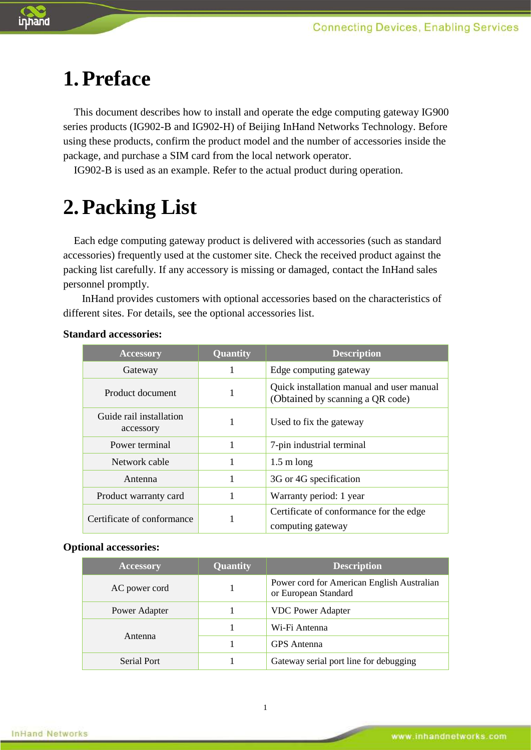# 1. Preface

This document describes how to install and operate the edge computing gateway IG900 series products (IG902-B and IG902-H) of Beijing InHand Networks Technology. Before using these products, confirm the product model and the number of accessories inside the package, and purchase a SIM card from the local network operator.

IG902-B is used as an example. Refer to the actual product during operation.

# 2. Packing List

Each edge computing gateway product is delivered with accessories (such as standard accessories) frequently used at the customer site. Check the received product against the packing list carefully. If any accessory is missing or damaged, contact the InHand sales personnel promptly.

InHand provides customers with optional accessories based on the characteristics of different sites. For details, see the optional accessories list.

**Standard accessories:**

| Accessory | Quantity | Description |
|---|---|---|
| Gateway | 1 | Edge computing gateway |
| Product document | 1 | Quick installation manual and user manual (Obtained by scanning a QR code) |
| Guide rail installation accessory | 1 | Used to fix the gateway |
| Power terminal | 1 | 7-pin industrial terminal |
| Network cable | 1 | 1.5 m long |
| Antenna | 1 | 3G or 4G specification |
| Product warranty card | 1 | Warranty period: 1 year |
| Certificate of conformance | 1 | Certificate of conformance for the edge computing gateway |

**Optional accessories:**

| Accessory | Quantity | Description |
|---|---|---|
| AC power cord | 1 | Power cord for American English Australian or European Standard |
| Power Adapter | 1 | VDC Power Adapter |
| Antenna | 1 | Wi-Fi Antenna |
| | 1 | GPS Antenna |
| Serial Port | 1 | Gateway serial port line for debugging |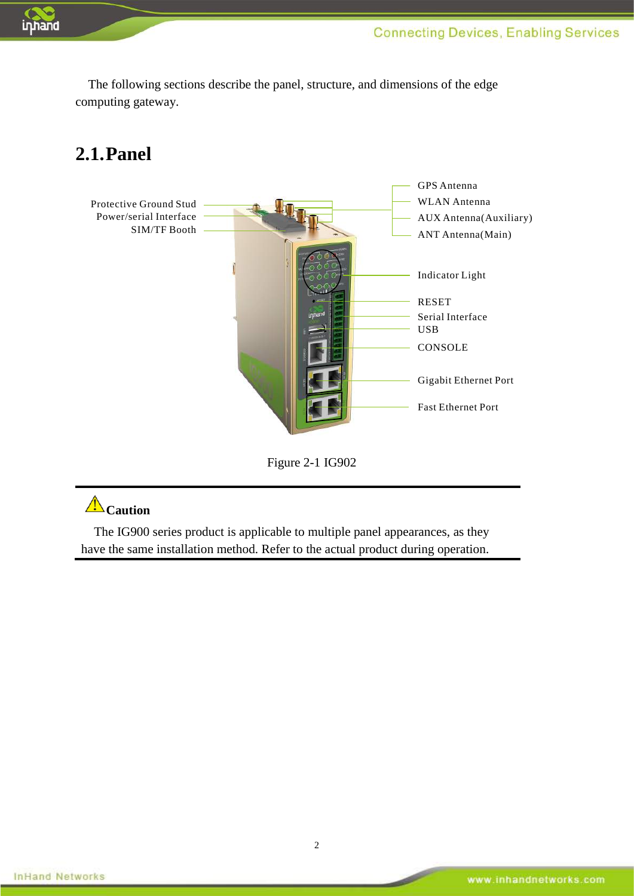The following sections describe the panel, structure, and dimensions of the edge computing gateway.

## 2.1. Panel

Protective Ground Stud
Power/serial Interface
SIM/TF Booth

GPS Antenna
WLAN Antenna
AUX Antenna(Auxiliary)
ANT Antenna(Main)

Indicator Light

RESET
Serial Interface
USB
CONSOLE

Gigabit Ethernet Port

Fast Ethernet Port

Figure 2-1 IG902

**Caution**

The IG900 series product is applicable to multiple panel appearances, as they have the same installation method. Refer to the actual product during operation.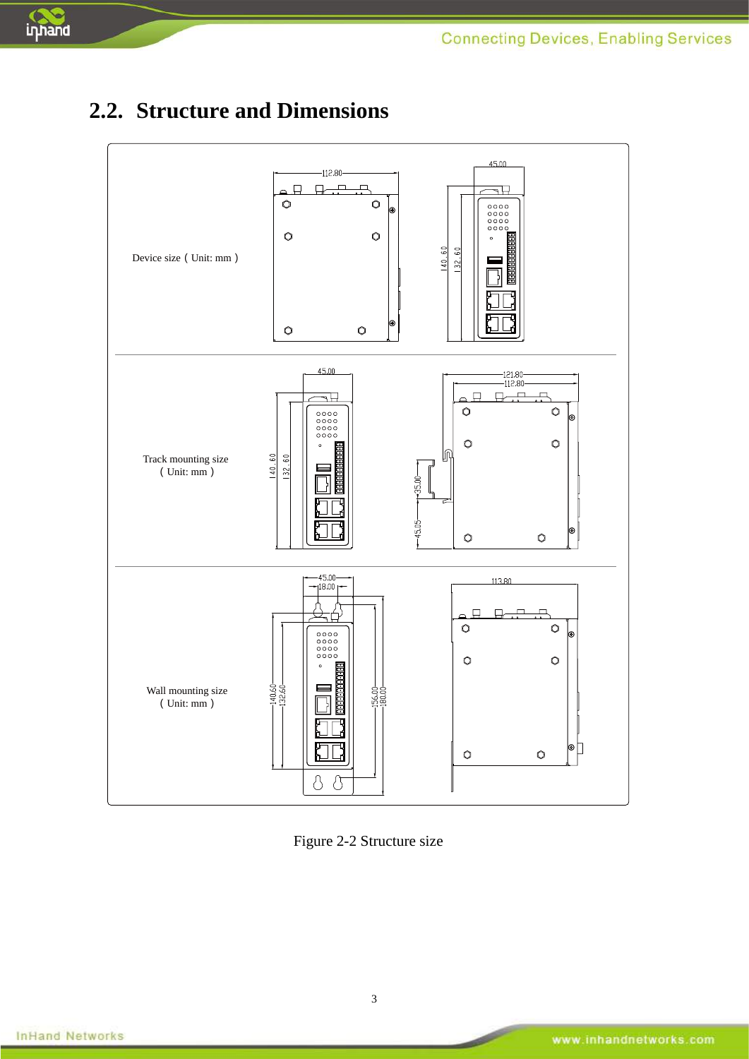## 2.2. Structure and Dimensions

| | |
|---|---|
| Device size（Unit: mm） | |
| Track mounting size（Unit: mm） | |
| Wall mounting size（Unit: mm） | |

Figure 2-2 Structure size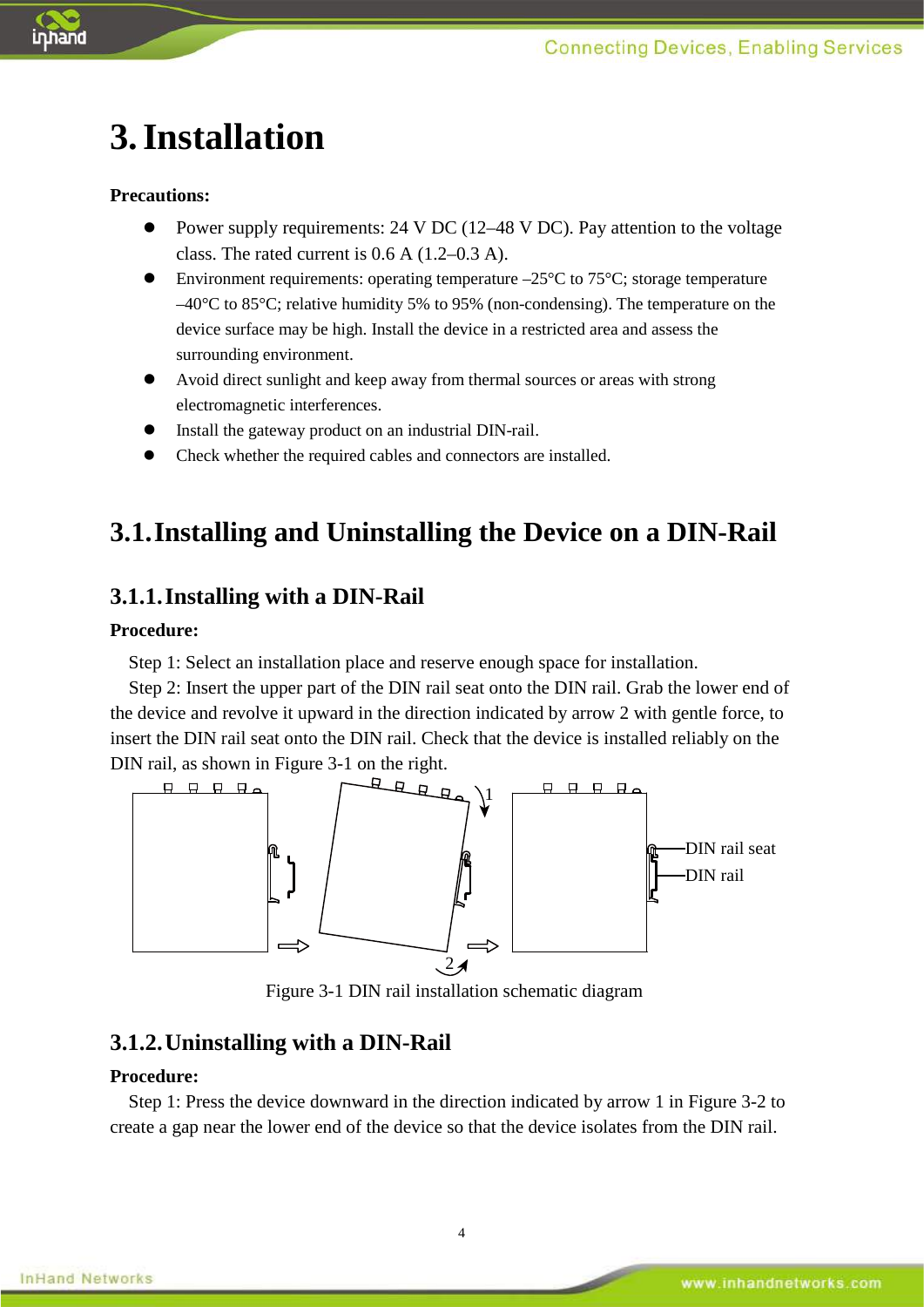# 3. Installation

**Precautions:**

- Power supply requirements: 24 V DC (12–48 V DC). Pay attention to the voltage class. The rated current is 0.6 A (1.2–0.3 A).
- Environment requirements: operating temperature –25°C to 75°C; storage temperature –40°C to 85°C; relative humidity 5% to 95% (non-condensing). The temperature on the device surface may be high. Install the device in a restricted area and assess the surrounding environment.
- Avoid direct sunlight and keep away from thermal sources or areas with strong electromagnetic interferences.
- Install the gateway product on an industrial DIN-rail.
- Check whether the required cables and connectors are installed.

## 3.1. Installing and Uninstalling the Device on a DIN-Rail

### 3.1.1. Installing with a DIN-Rail

**Procedure:**

Step 1: Select an installation place and reserve enough space for installation.

Step 2: Insert the upper part of the DIN rail seat onto the DIN rail. Grab the lower end of the device and revolve it upward in the direction indicated by arrow 2 with gentle force, to insert the DIN rail seat onto the DIN rail. Check that the device is installed reliably on the DIN rail, as shown in Figure 3-1 on the right.

Figure 3-1 DIN rail installation schematic diagram

### 3.1.2. Uninstalling with a DIN-Rail

**Procedure:**

Step 1: Press the device downward in the direction indicated by arrow 1 in Figure 3-2 to create a gap near the lower end of the device so that the device isolates from the DIN rail.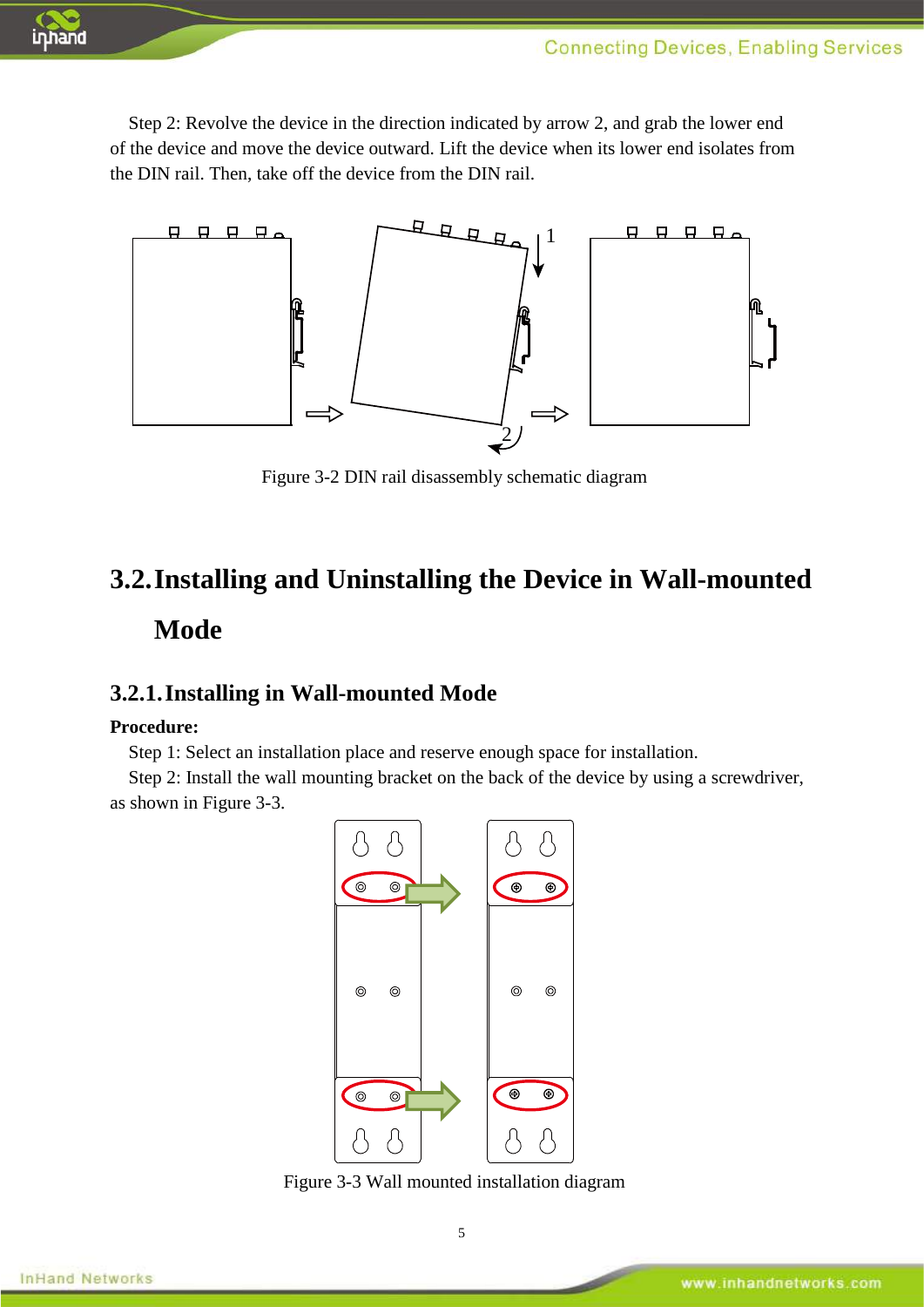Step 2: Revolve the device in the direction indicated by arrow 2, and grab the lower end of the device and move the device outward. Lift the device when its lower end isolates from the DIN rail. Then, take off the device from the DIN rail.

Figure 3-2 DIN rail disassembly schematic diagram

## 3.2. Installing and Uninstalling the Device in Wall-mounted Mode

### 3.2.1. Installing in Wall-mounted Mode

**Procedure:**

Step 1: Select an installation place and reserve enough space for installation.

Step 2: Install the wall mounting bracket on the back of the device by using a screwdriver, as shown in Figure 3-3.

Figure 3-3 Wall mounted installation diagram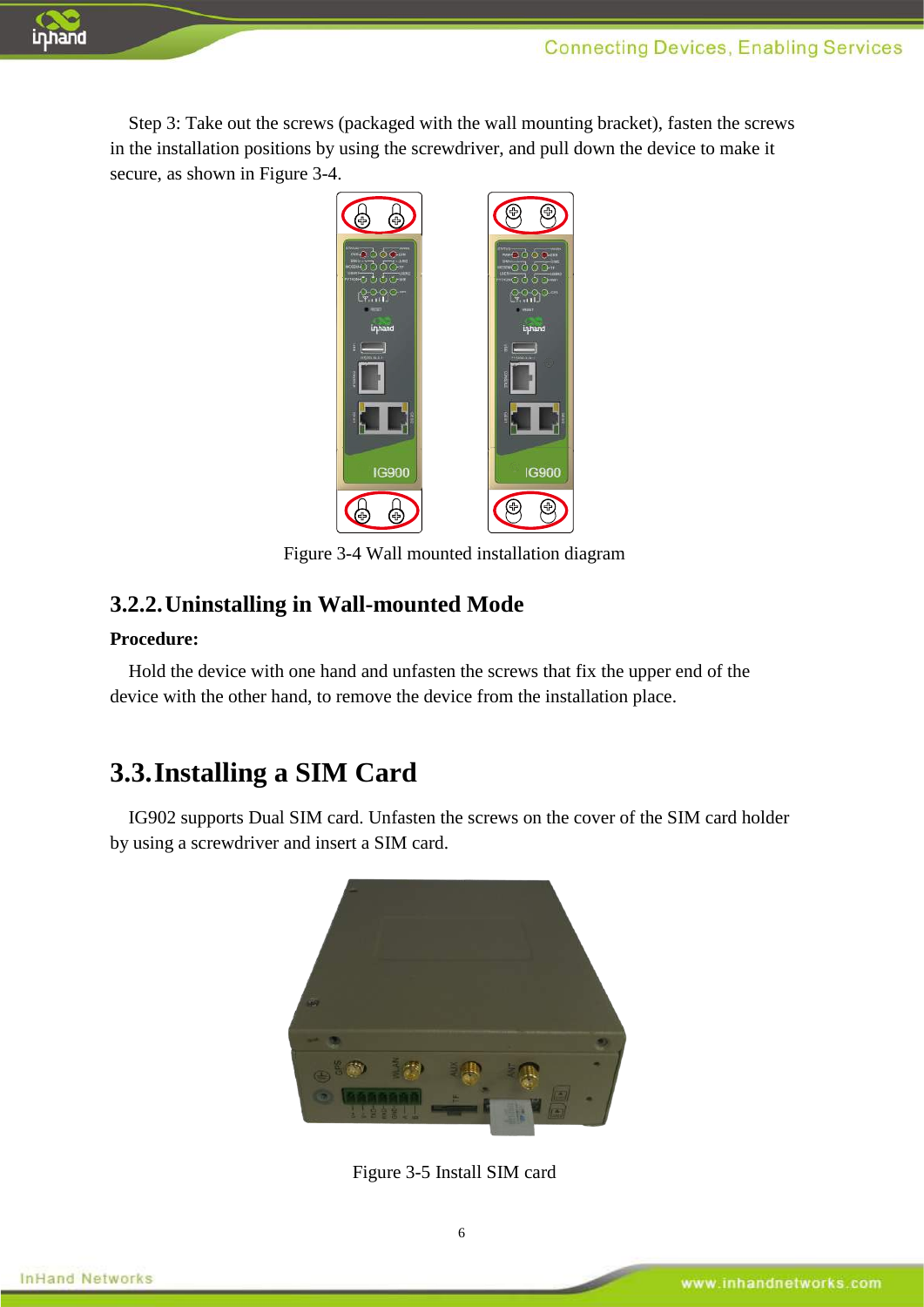Step 3: Take out the screws (packaged with the wall mounting bracket), fasten the screws in the installation positions by using the screwdriver, and pull down the device to make it secure, as shown in Figure 3-4.

Figure 3-4 Wall mounted installation diagram

### 3.2.2. Uninstalling in Wall-mounted Mode

**Procedure:**

Hold the device with one hand and unfasten the screws that fix the upper end of the device with the other hand, to remove the device from the installation place.

## 3.3. Installing a SIM Card

IG902 supports Dual SIM card. Unfasten the screws on the cover of the SIM card holder by using a screwdriver and insert a SIM card.

Figure 3-5 Install SIM card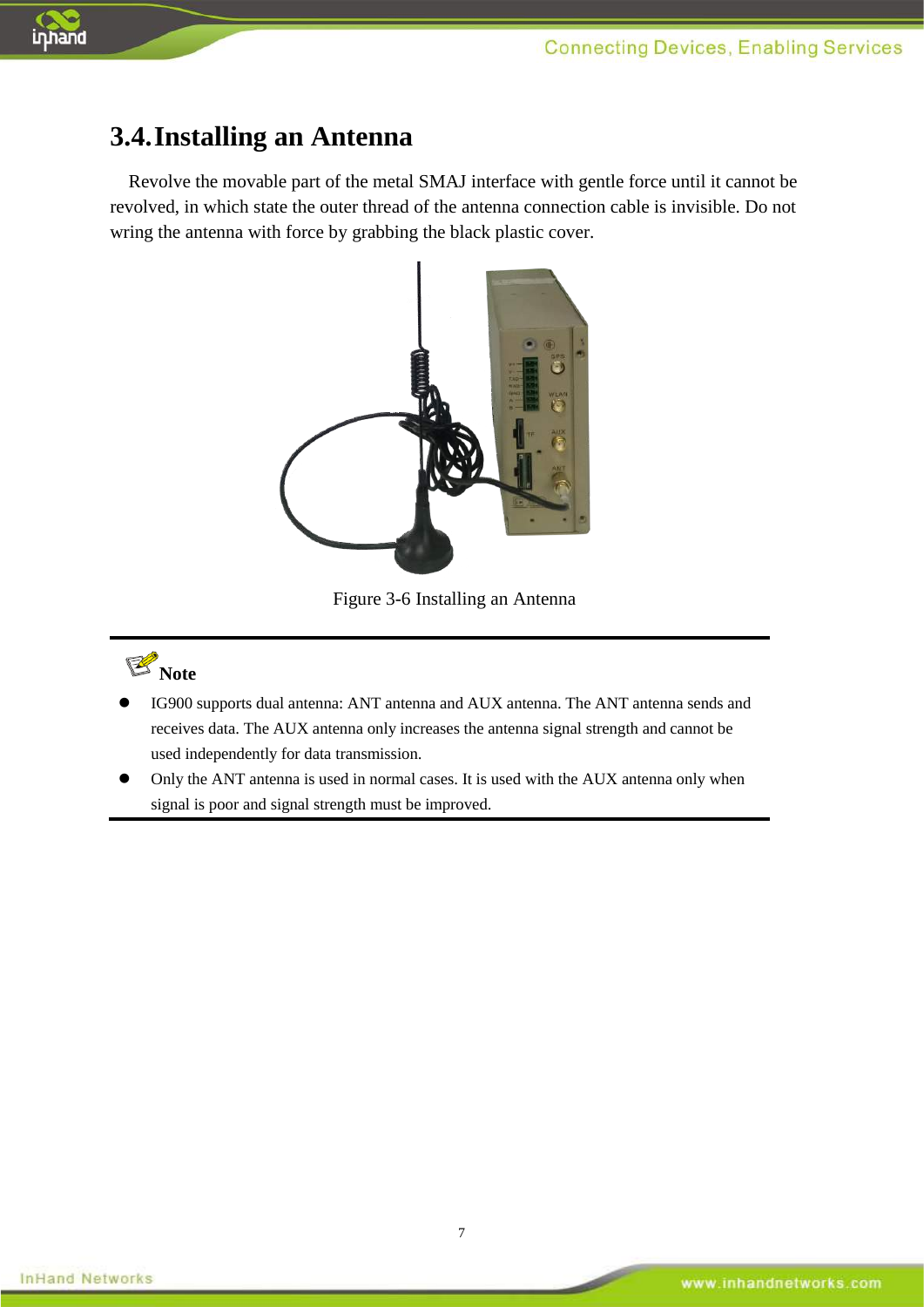## 3.4. Installing an Antenna

Revolve the movable part of the metal SMAJ interface with gentle force until it cannot be revolved, in which state the outer thread of the antenna connection cable is invisible. Do not wring the antenna with force by grabbing the black plastic cover.

Figure 3-6 Installing an Antenna

**Note**

- IG900 supports dual antenna: ANT antenna and AUX antenna. The ANT antenna sends and receives data. The AUX antenna only increases the antenna signal strength and cannot be used independently for data transmission.
- Only the ANT antenna is used in normal cases. It is used with the AUX antenna only when signal is poor and signal strength must be improved.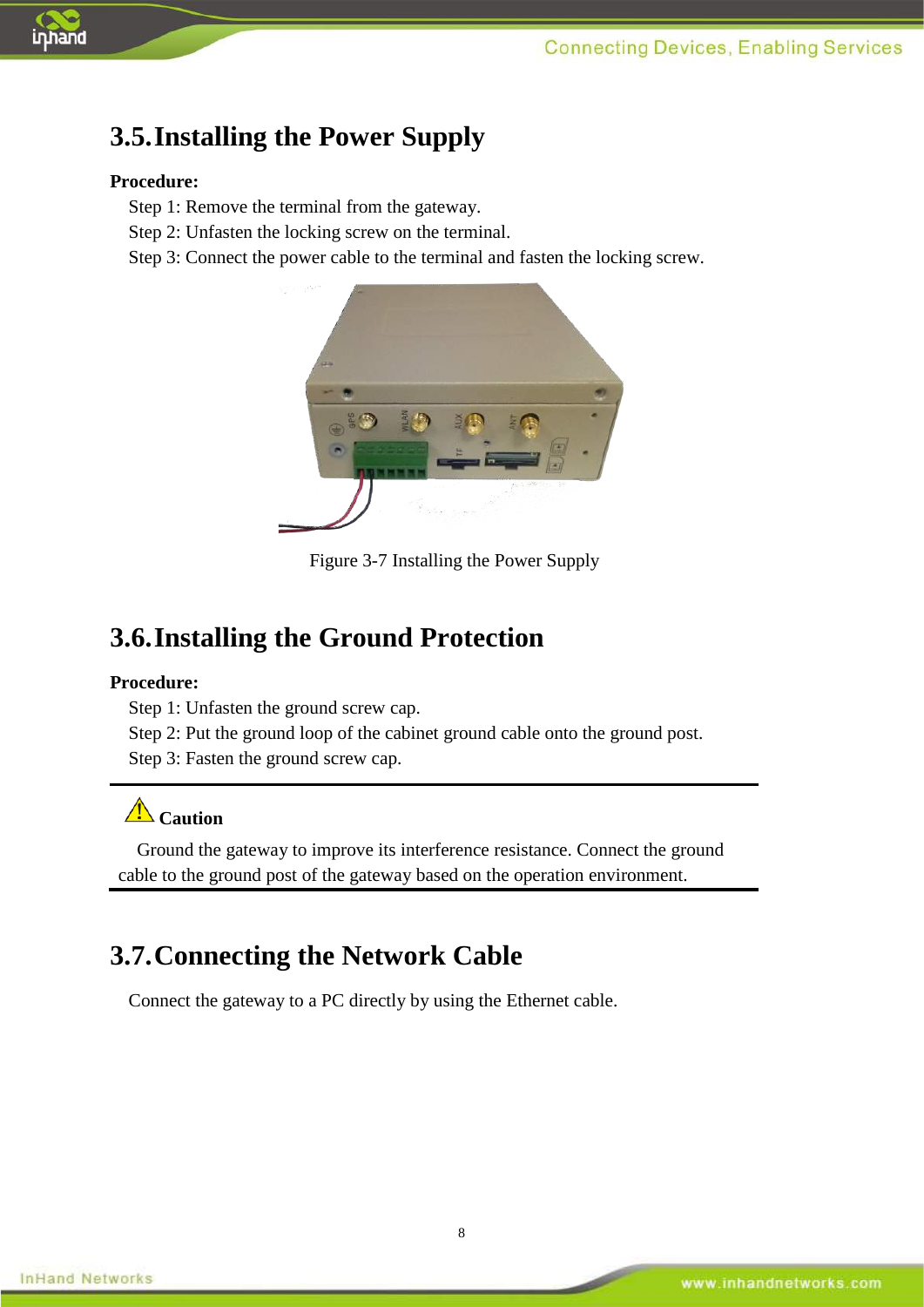## 3.5. Installing the Power Supply

**Procedure:**

Step 1: Remove the terminal from the gateway.

Step 2: Unfasten the locking screw on the terminal.

Step 3: Connect the power cable to the terminal and fasten the locking screw.

Figure 3-7 Installing the Power Supply

## 3.6. Installing the Ground Protection

**Procedure:**

Step 1: Unfasten the ground screw cap.

Step 2: Put the ground loop of the cabinet ground cable onto the ground post.

Step 3: Fasten the ground screw cap.

---

**Caution**

Ground the gateway to improve its interference resistance. Connect the ground cable to the ground post of the gateway based on the operation environment.

---

## 3.7. Connecting the Network Cable

Connect the gateway to a PC directly by using the Ethernet cable.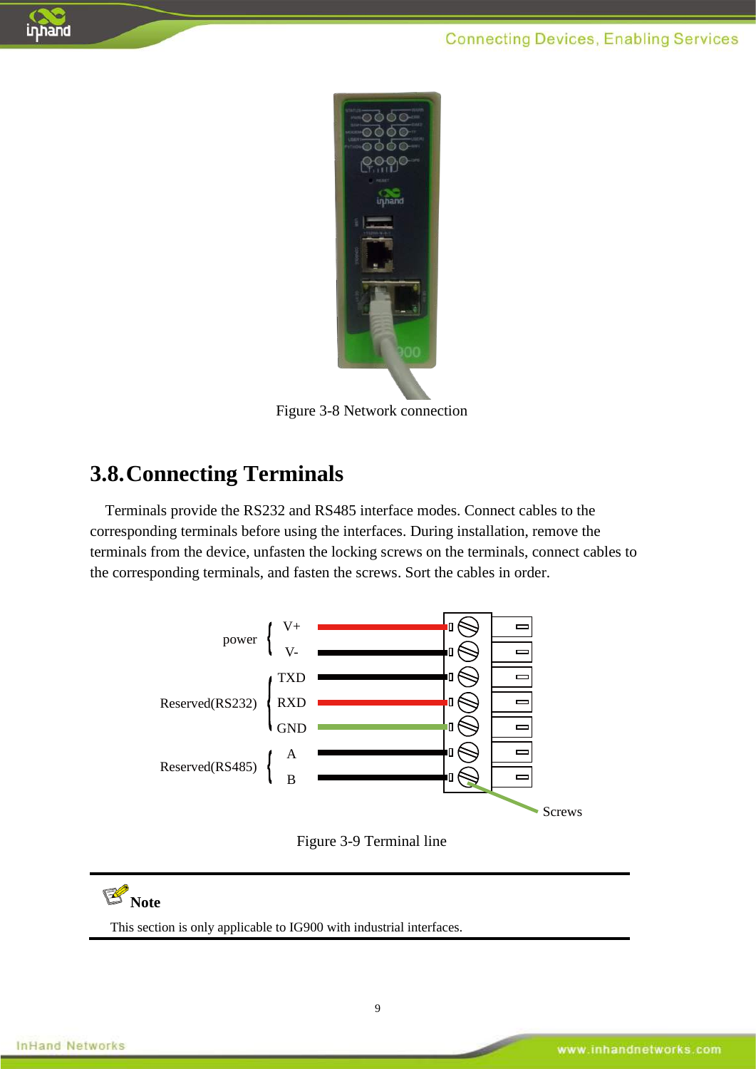Figure 3-8 Network connection

## 3.8. Connecting Terminals

Terminals provide the RS232 and RS485 interface modes. Connect cables to the corresponding terminals before using the interfaces. During installation, remove the terminals from the device, unfasten the locking screws on the terminals, connect cables to the corresponding terminals, and fasten the screws. Sort the cables in order.

power: V+, V-
Reserved(RS232): TXD, RXD, GND
Reserved(RS485): A, B
Screws

Figure 3-9 Terminal line

**Note**

This section is only applicable to IG900 with industrial interfaces.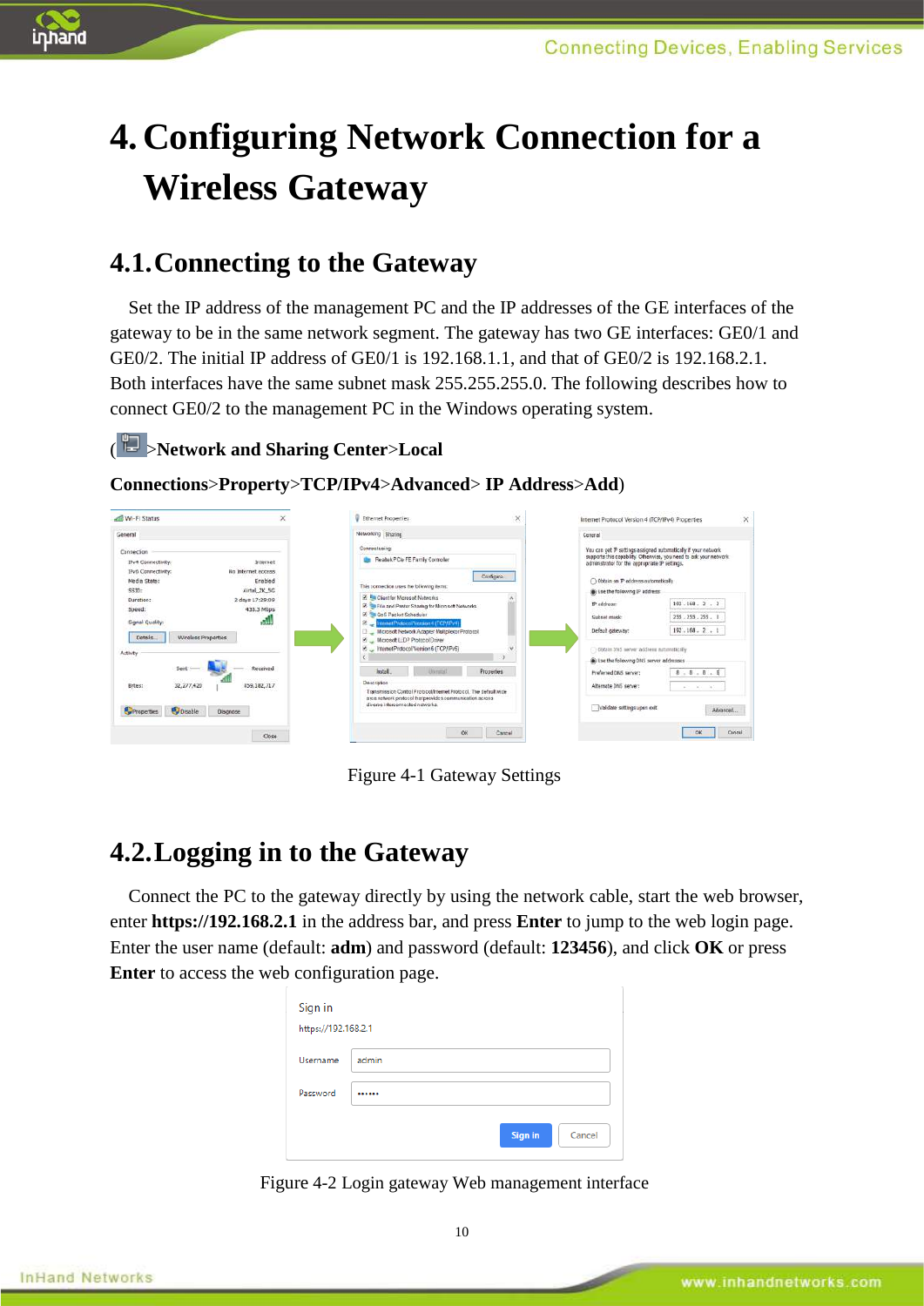# 4. Configuring Network Connection for a Wireless Gateway

## 4.1. Connecting to the Gateway

Set the IP address of the management PC and the IP addresses of the GE interfaces of the gateway to be in the same network segment. The gateway has two GE interfaces: GE0/1 and GE0/2. The initial IP address of GE0/1 is 192.168.1.1, and that of GE0/2 is 192.168.2.1. Both interfaces have the same subnet mask 255.255.255.0. The following describes how to connect GE0/2 to the management PC in the Windows operating system.

(>**Network and Sharing Center**>**Local Connections**>**Property**>**TCP/IPv4**>**Advanced**> **IP Address**>**Add**)

Figure 4-1 Gateway Settings

## 4.2. Logging in to the Gateway

Connect the PC to the gateway directly by using the network cable, start the web browser, enter **https://192.168.2.1** in the address bar, and press **Enter** to jump to the web login page. Enter the user name (default: **adm**) and password (default: **123456**), and click **OK** or press **Enter** to access the web configuration page.

Figure 4-2 Login gateway Web management interface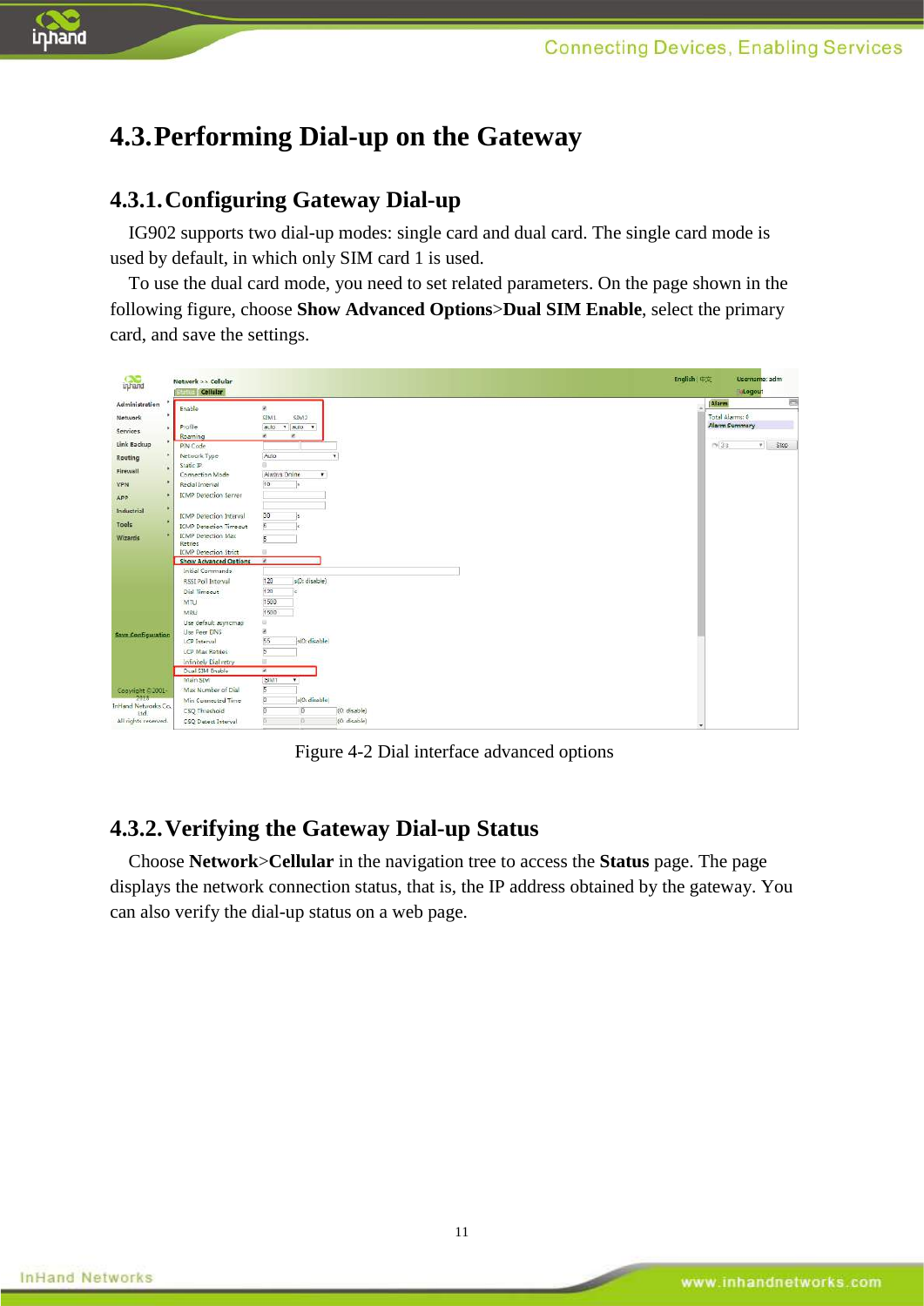## 4.3. Performing Dial-up on the Gateway

### 4.3.1. Configuring Gateway Dial-up

IG902 supports two dial-up modes: single card and dual card. The single card mode is used by default, in which only SIM card 1 is used.

To use the dual card mode, you need to set related parameters. On the page shown in the following figure, choose **Show Advanced Options**>**Dual SIM Enable**, select the primary card, and save the settings.

Figure 4-2 Dial interface advanced options

### 4.3.2. Verifying the Gateway Dial-up Status

Choose **Network**>**Cellular** in the navigation tree to access the **Status** page. The page displays the network connection status, that is, the IP address obtained by the gateway. You can also verify the dial-up status on a web page.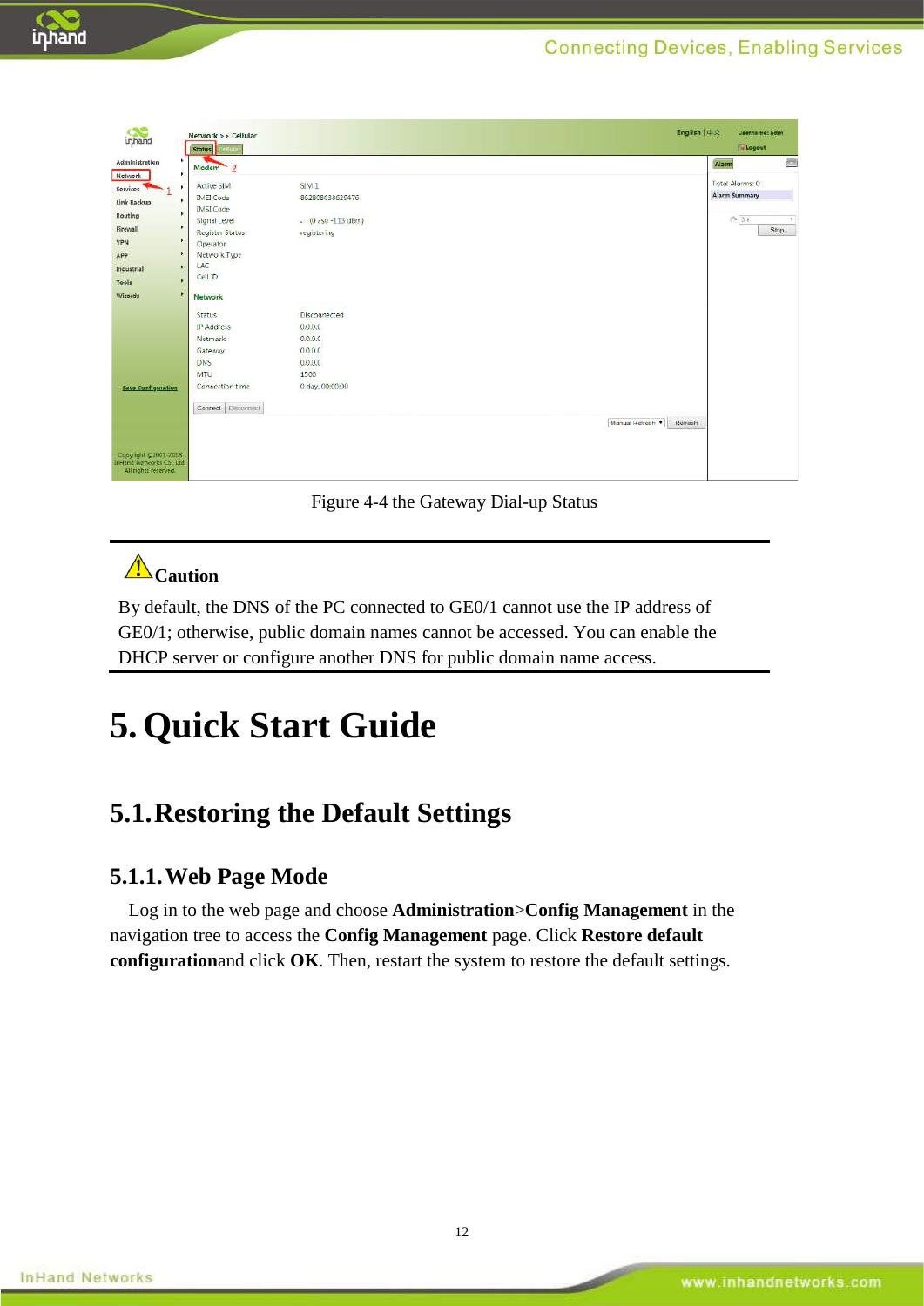Figure 4-4 the Gateway Dial-up Status

**Caution**

By default, the DNS of the PC connected to GE0/1 cannot use the IP address of GE0/1; otherwise, public domain names cannot be accessed. You can enable the DHCP server or configure another DNS for public domain name access.

# 5. Quick Start Guide

## 5.1. Restoring the Default Settings

### 5.1.1. Web Page Mode

Log in to the web page and choose **Administration**>**Config Management** in the navigation tree to access the **Config Management** page. Click **Restore default configuration**and click **OK**. Then, restart the system to restore the default settings.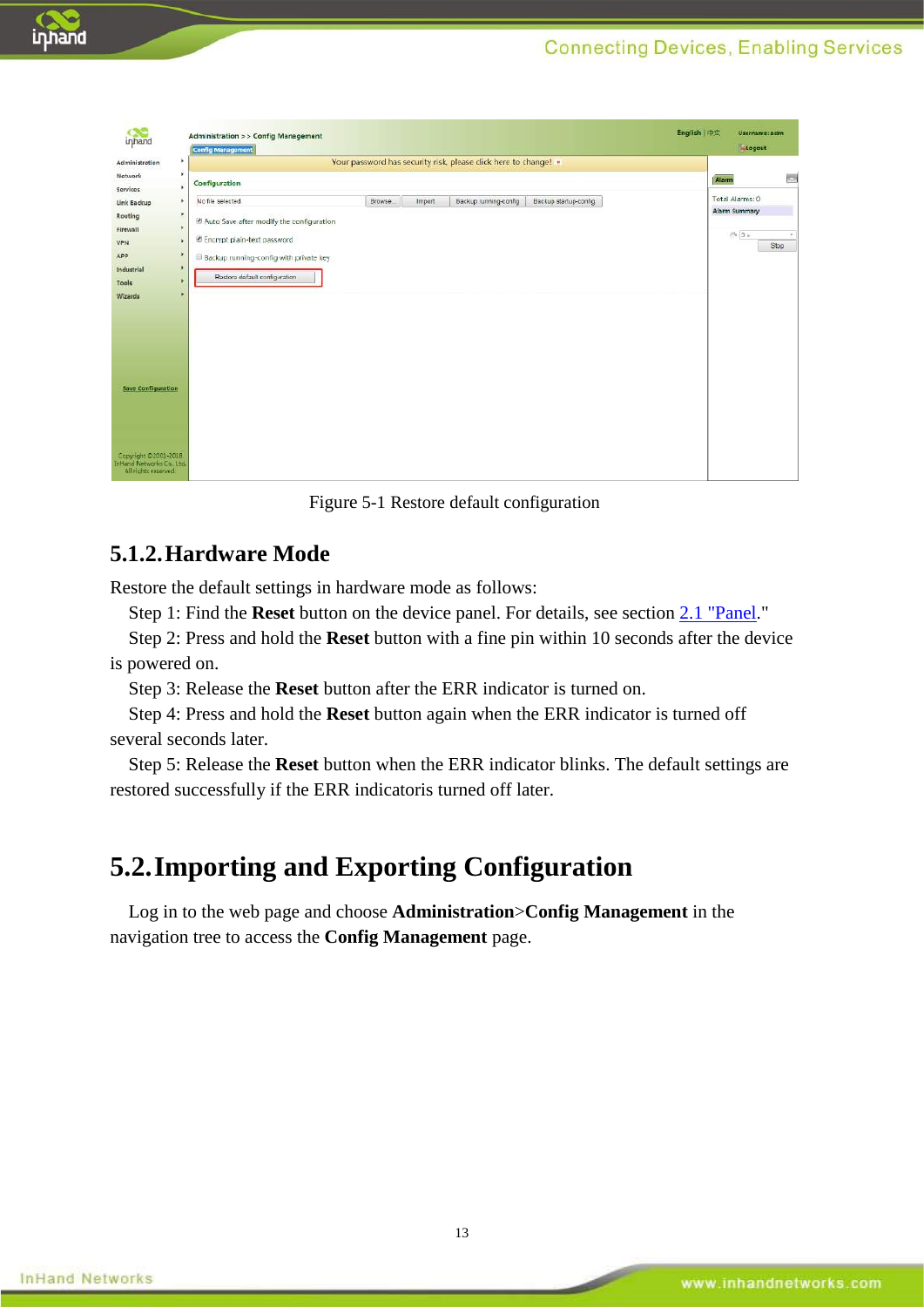Figure 5-1 Restore default configuration

### 5.1.2. Hardware Mode

Restore the default settings in hardware mode as follows:

Step 1: Find the **Reset** button on the device panel. For details, see section 2.1 "Panel."

Step 2: Press and hold the **Reset** button with a fine pin within 10 seconds after the device is powered on.

Step 3: Release the **Reset** button after the ERR indicator is turned on.

Step 4: Press and hold the **Reset** button again when the ERR indicator is turned off several seconds later.

Step 5: Release the **Reset** button when the ERR indicator blinks. The default settings are restored successfully if the ERR indicatoris turned off later.

## 5.2. Importing and Exporting Configuration

Log in to the web page and choose **Administration**>**Config Management** in the navigation tree to access the **Config Management** page.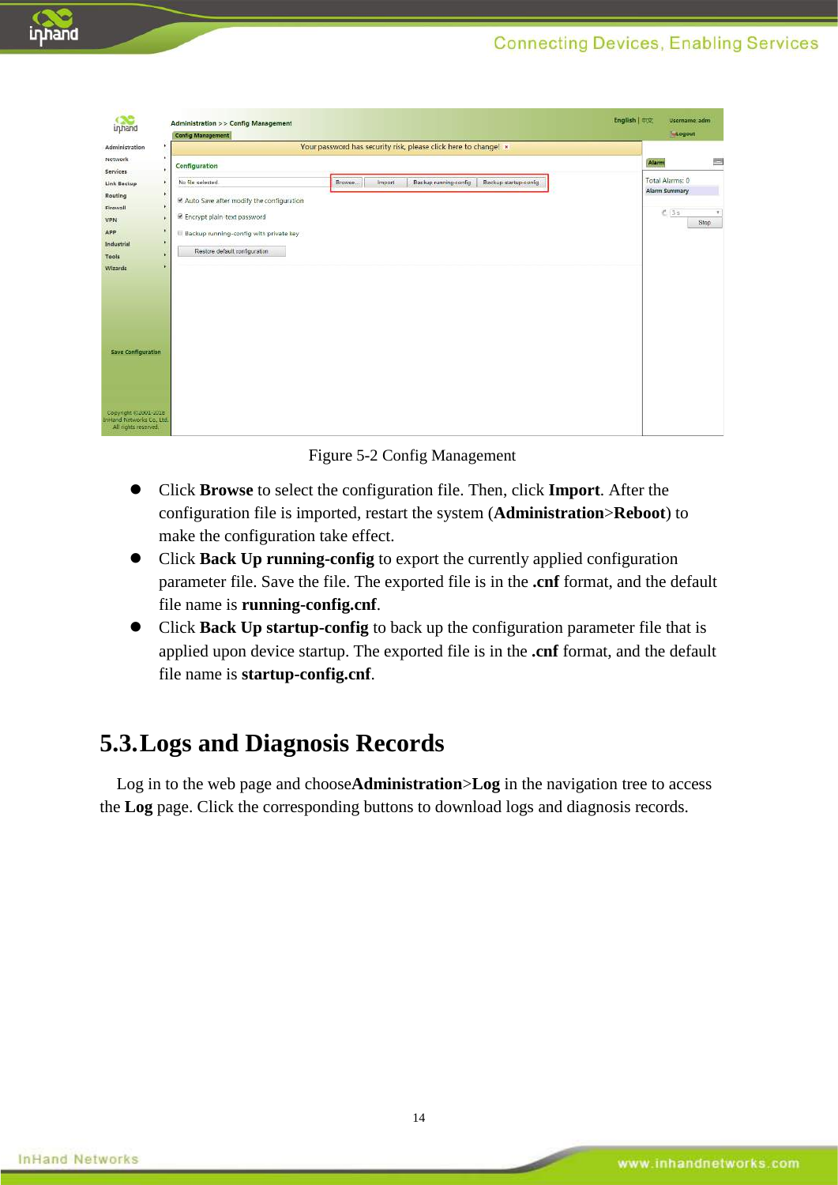Figure 5-2 Config Management

- Click **Browse** to select the configuration file. Then, click **Import**. After the configuration file is imported, restart the system (**Administration**>**Reboot**) to make the configuration take effect.
- Click **Back Up running-config** to export the currently applied configuration parameter file. Save the file. The exported file is in the **.cnf** format, and the default file name is **running-config.cnf**.
- Click **Back Up startup-config** to back up the configuration parameter file that is applied upon device startup. The exported file is in the **.cnf** format, and the default file name is **startup-config.cnf**.

## 5.3. Logs and Diagnosis Records

Log in to the web page and choose**Administration**>**Log** in the navigation tree to access the **Log** page. Click the corresponding buttons to download logs and diagnosis records.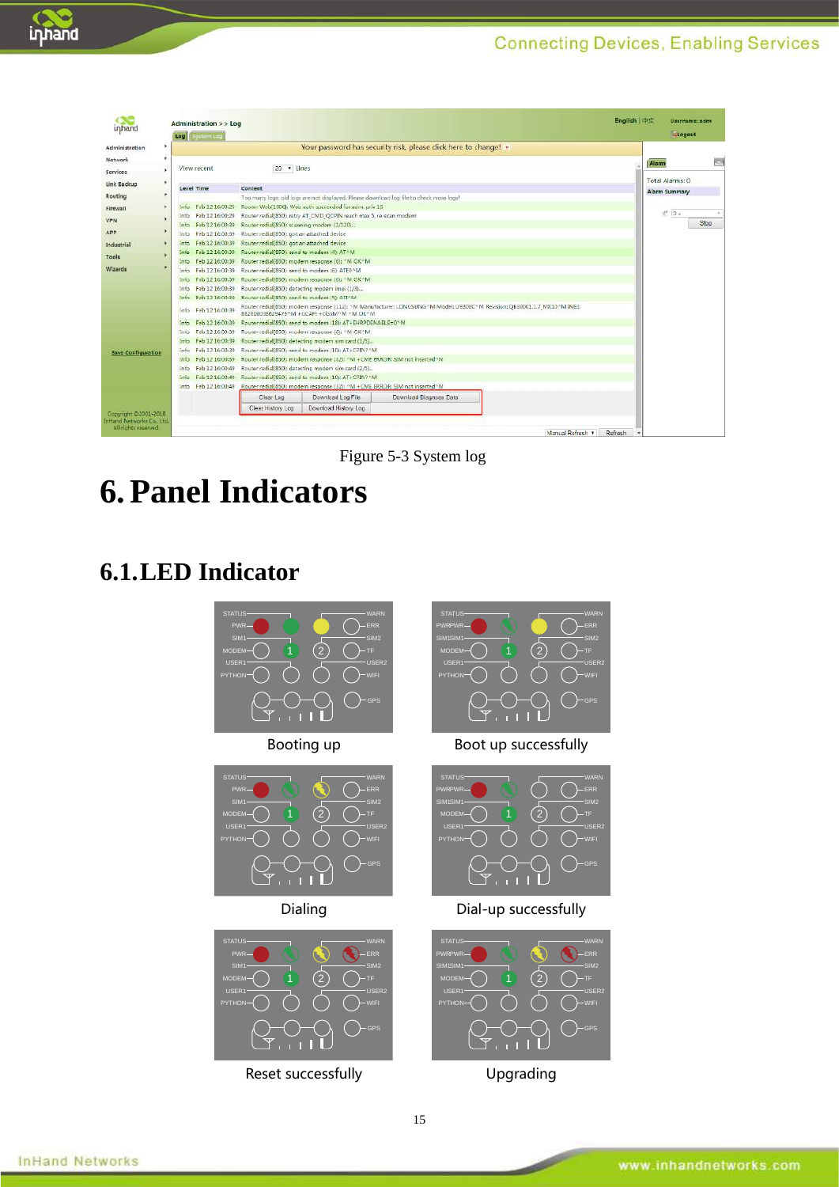Figure 5-3 System log

# 6. Panel Indicators

## 6.1. LED Indicator

Booting up

Boot up successfully

Dialing

Dial-up successfully

Reset successfully

Upgrading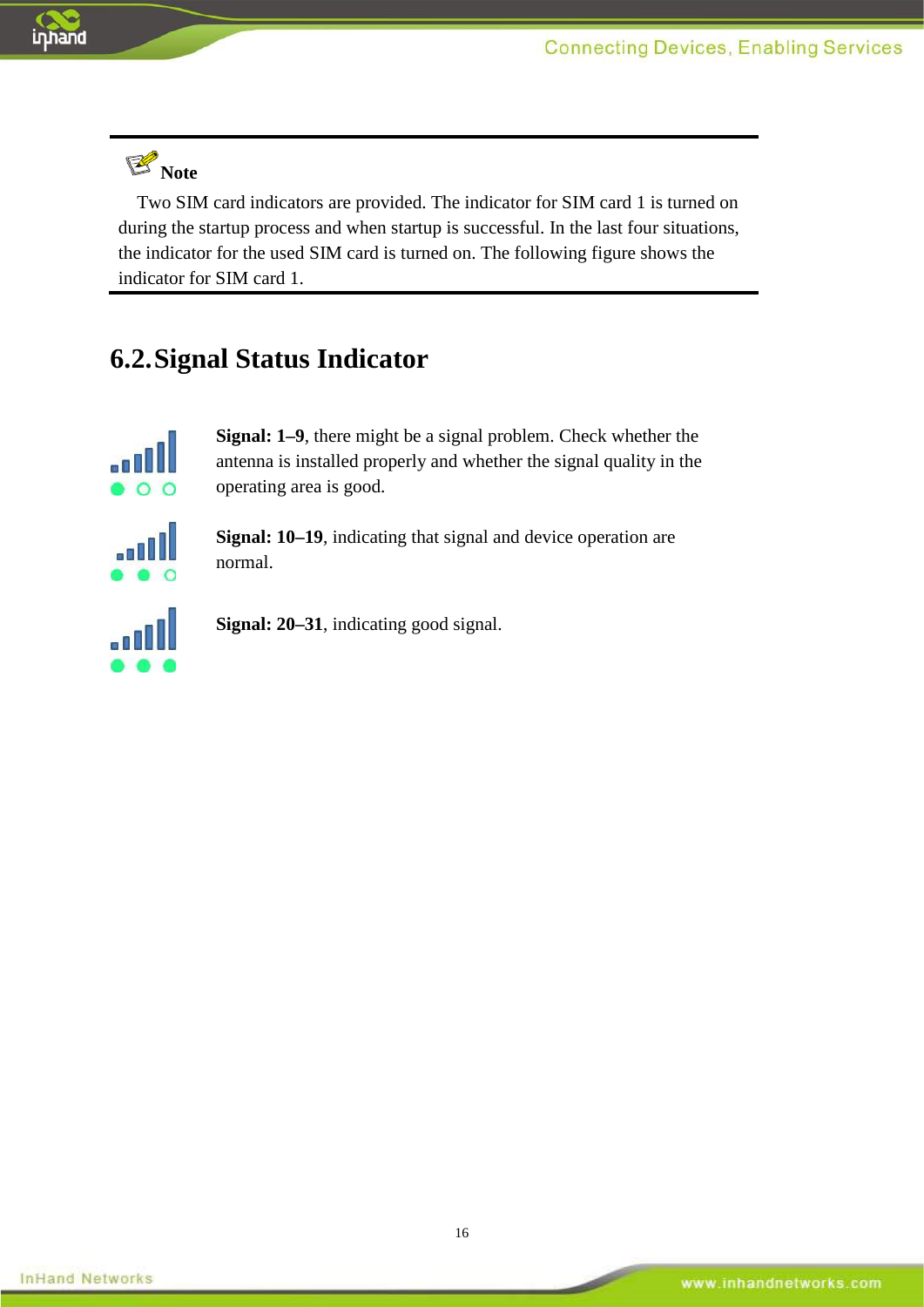**Note**

Two SIM card indicators are provided. The indicator for SIM card 1 is turned on during the startup process and when startup is successful. In the last four situations, the indicator for the used SIM card is turned on. The following figure shows the indicator for SIM card 1.

## 6.2. Signal Status Indicator

**Signal: 1–9**, there might be a signal problem. Check whether the antenna is installed properly and whether the signal quality in the operating area is good.

**Signal: 10–19**, indicating that signal and device operation are normal.

**Signal: 20–31**, indicating good signal.